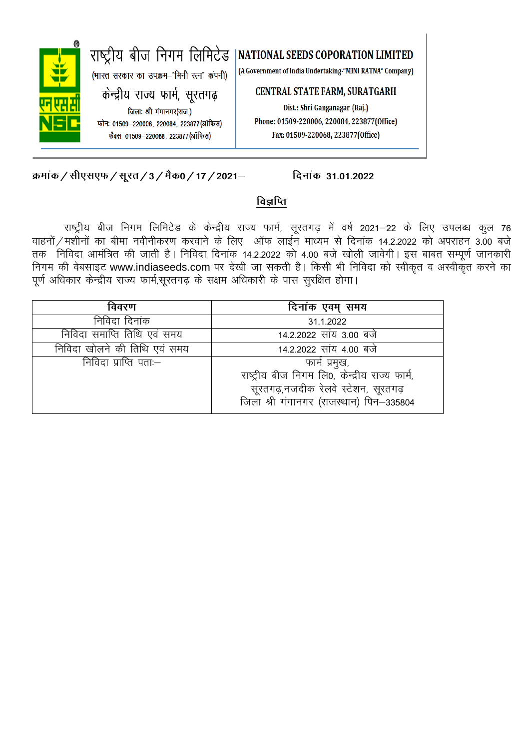राष्ट्रीय बीज निगम लिमिटेड
(भारत सरकार का उपक्रम–"मिनी रत्न" कंपनी)
केन्द्रीय राज्य फार्म, सूरतगढ़
जिला: श्री गंगानगर(राज.)
फोन: 01509–220006, 220084, 223877(ऑफिस)
फैक्स: 01509–220068, 223877(ऑफिस)

NATIONAL SEEDS COPORATION LIMITED
(A Government of India Undertaking-"MINI RATNA" Company)
CENTRAL STATE FARM, SURATGARH
Dist.: Shri Ganganagar (Raj.)
Phone: 01509-220006, 220084, 223877(Office)
Fax: 01509-220068, 223877(Office)

क्रमांक/सीएसएफ/सूरत/3/मैक0/17/2021–　　　　　　दिनांक 31.01.2022

## विज्ञप्ति

राष्ट्रीय बीज निगम लिमिटेड के केन्द्रीय राज्य फार्म, सूरतगढ़ में वर्ष 2021–22 के लिए उपलब्ध कुल 76 वाहनों/मशीनों का बीमा नवीनीकरण करवाने के लिए ऑफ लाईन माध्यम से दिनांक 14.2.2022 को अपराहन 3.00 बजे तक निविदा आमंत्रित की जाती है। निविदा दिनांक 14.2.2022 को 4.00 बजे खोली जावेगी। इस बाबत सम्पूर्ण जानकारी निगम की वेबसाइट www.indiaseeds.com पर देखी जा सकती है। किसी भी निविदा को स्वीकृत व अस्वीकृत करने का पूर्ण अधिकार केन्द्रीय राज्य फार्म,सूरतगढ़ के सक्षम अधिकारी के पास सुरक्षित होगा।

| विवरण | दिनांक एवम् समय |
|---|---|
| निविदा दिनांक | 31.1.2022 |
| निविदा समाप्ति तिथि एवं समय | 14.2.2022 सांय 3.00 बजे |
| निविदा खोलने की तिथि एवं समय | 14.2.2022 सांय 4.00 बजे |
| निविदा प्राप्ति पताः– | फार्म प्रमुख,<br>राष्ट्रीय बीज निगम लि0, केन्द्रीय राज्य फार्म,<br>सूरतगढ़,नजदीक रेलवे स्टेशन, सूरतगढ़<br>जिला श्री गंगानगर (राजस्थान) पिन–335804 |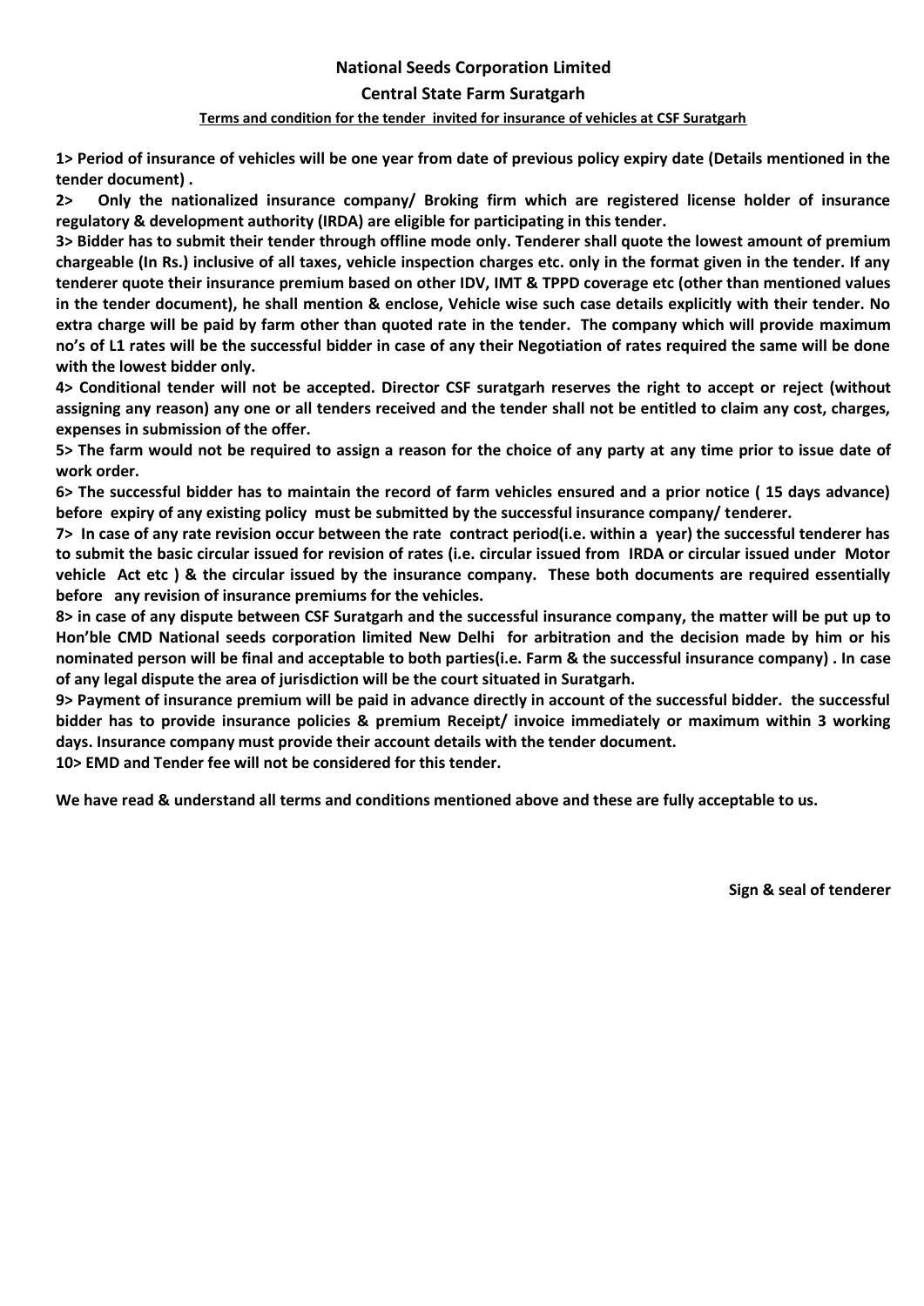**National Seeds Corporation Limited**

**Central State Farm Suratgarh**

**Terms and condition for the tender invited for insurance of vehicles at CSF Suratgarh**

**1> Period of insurance of vehicles will be one year from date of previous policy expiry date (Details mentioned in the tender document) .**

**2> Only the nationalized insurance company/ Broking firm which are registered license holder of insurance regulatory & development authority (IRDA) are eligible for participating in this tender.**

**3> Bidder has to submit their tender through offline mode only. Tenderer shall quote the lowest amount of premium chargeable (In Rs.) inclusive of all taxes, vehicle inspection charges etc. only in the format given in the tender. If any tenderer quote their insurance premium based on other IDV, IMT & TPPD coverage etc (other than mentioned values in the tender document), he shall mention & enclose, Vehicle wise such case details explicitly with their tender. No extra charge will be paid by farm other than quoted rate in the tender. The company which will provide maximum no's of L1 rates will be the successful bidder in case of any their Negotiation of rates required the same will be done with the lowest bidder only.**

**4> Conditional tender will not be accepted. Director CSF suratgarh reserves the right to accept or reject (without assigning any reason) any one or all tenders received and the tender shall not be entitled to claim any cost, charges, expenses in submission of the offer.**

**5> The farm would not be required to assign a reason for the choice of any party at any time prior to issue date of work order.**

**6> The successful bidder has to maintain the record of farm vehicles ensured and a prior notice ( 15 days advance) before expiry of any existing policy must be submitted by the successful insurance company/ tenderer.**

**7> In case of any rate revision occur between the rate contract period(i.e. within a year) the successful tenderer has to submit the basic circular issued for revision of rates (i.e. circular issued from IRDA or circular issued under Motor vehicle Act etc ) & the circular issued by the insurance company. These both documents are required essentially before any revision of insurance premiums for the vehicles.**

**8> in case of any dispute between CSF Suratgarh and the successful insurance company, the matter will be put up to Hon'ble CMD National seeds corporation limited New Delhi for arbitration and the decision made by him or his nominated person will be final and acceptable to both parties(i.e. Farm & the successful insurance company) . In case of any legal dispute the area of jurisdiction will be the court situated in Suratgarh.**

**9> Payment of insurance premium will be paid in advance directly in account of the successful bidder. the successful bidder has to provide insurance policies & premium Receipt/ invoice immediately or maximum within 3 working days. Insurance company must provide their account details with the tender document.**

**10> EMD and Tender fee will not be considered for this tender.**

**We have read & understand all terms and conditions mentioned above and these are fully acceptable to us.**

**Sign & seal of tenderer**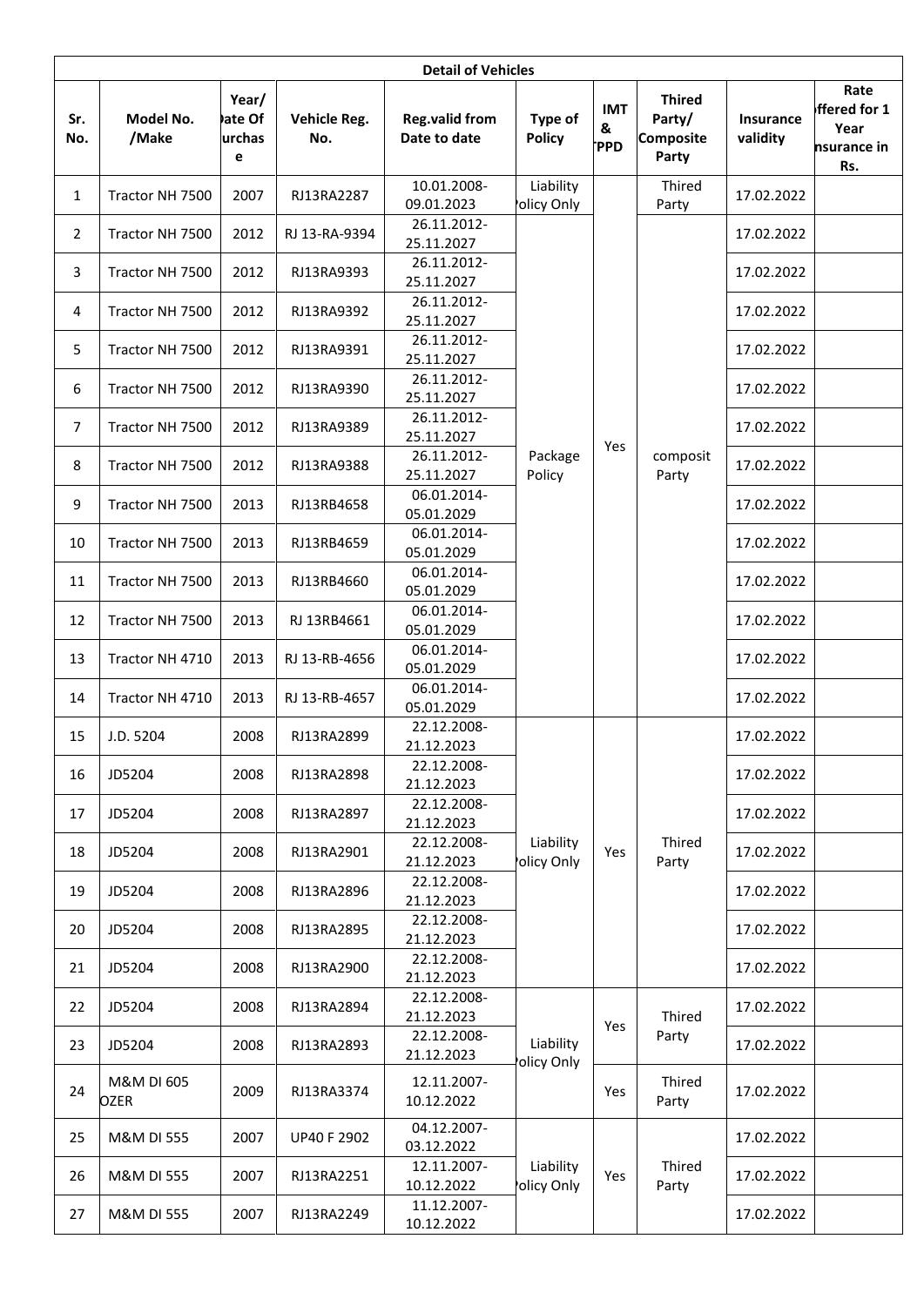| Detail of Vehicles | | | | | | | | | |
|---|---|---|---|---|---|---|---|---|---|
| Sr. No. | Model No. /Make | Year/ Date Of Purchase | Vehicle Reg. No. | Reg.valid from Date to date | Type of Policy | IMT & TPPD | Thired Party/ Composite Party | Insurance validity | Rate offered for 1 Year Insurance in Rs. |
| 1 | Tractor NH 7500 | 2007 | RJ13RA2287 | 10.01.2008-09.01.2023 | Liability Policy Only | | Thired Party | 17.02.2022 | |
| 2 | Tractor NH 7500 | 2012 | RJ 13-RA-9394 | 26.11.2012-25.11.2027 | Package Policy | Yes | composit Party | 17.02.2022 | |
| 3 | Tractor NH 7500 | 2012 | RJ13RA9393 | 26.11.2012-25.11.2027 | | | | 17.02.2022 | |
| 4 | Tractor NH 7500 | 2012 | RJ13RA9392 | 26.11.2012-25.11.2027 | | | | 17.02.2022 | |
| 5 | Tractor NH 7500 | 2012 | RJ13RA9391 | 26.11.2012-25.11.2027 | | | | 17.02.2022 | |
| 6 | Tractor NH 7500 | 2012 | RJ13RA9390 | 26.11.2012-25.11.2027 | | | | 17.02.2022 | |
| 7 | Tractor NH 7500 | 2012 | RJ13RA9389 | 26.11.2012-25.11.2027 | | | | 17.02.2022 | |
| 8 | Tractor NH 7500 | 2012 | RJ13RA9388 | 26.11.2012-25.11.2027 | | | | 17.02.2022 | |
| 9 | Tractor NH 7500 | 2013 | RJ13RB4658 | 06.01.2014-05.01.2029 | | | | 17.02.2022 | |
| 10 | Tractor NH 7500 | 2013 | RJ13RB4659 | 06.01.2014-05.01.2029 | | | | 17.02.2022 | |
| 11 | Tractor NH 7500 | 2013 | RJ13RB4660 | 06.01.2014-05.01.2029 | | | | 17.02.2022 | |
| 12 | Tractor NH 7500 | 2013 | RJ 13RB4661 | 06.01.2014-05.01.2029 | | | | 17.02.2022 | |
| 13 | Tractor NH 4710 | 2013 | RJ 13-RB-4656 | 06.01.2014-05.01.2029 | | | | 17.02.2022 | |
| 14 | Tractor NH 4710 | 2013 | RJ 13-RB-4657 | 06.01.2014-05.01.2029 | | | | 17.02.2022 | |
| 15 | J.D. 5204 | 2008 | RJ13RA2899 | 22.12.2008-21.12.2023 | Liability Policy Only | Yes | Thired Party | 17.02.2022 | |
| 16 | JD5204 | 2008 | RJ13RA2898 | 22.12.2008-21.12.2023 | | | | 17.02.2022 | |
| 17 | JD5204 | 2008 | RJ13RA2897 | 22.12.2008-21.12.2023 | | | | 17.02.2022 | |
| 18 | JD5204 | 2008 | RJ13RA2901 | 22.12.2008-21.12.2023 | | | | 17.02.2022 | |
| 19 | JD5204 | 2008 | RJ13RA2896 | 22.12.2008-21.12.2023 | | | | 17.02.2022 | |
| 20 | JD5204 | 2008 | RJ13RA2895 | 22.12.2008-21.12.2023 | | | | 17.02.2022 | |
| 21 | JD5204 | 2008 | RJ13RA2900 | 22.12.2008-21.12.2023 | | | | 17.02.2022 | |
| 22 | JD5204 | 2008 | RJ13RA2894 | 22.12.2008-21.12.2023 | Liability Policy Only | Yes | Thired Party | 17.02.2022 | |
| 23 | JD5204 | 2008 | RJ13RA2893 | 22.12.2008-21.12.2023 | | | | 17.02.2022 | |
| 24 | M&M DI 605 DOZER | 2009 | RJ13RA3374 | 12.11.2007-10.12.2022 | | Yes | Thired Party | 17.02.2022 | |
| 25 | M&M DI 555 | 2007 | UP40 F 2902 | 04.12.2007-03.12.2022 | Liability Policy Only | Yes | Thired Party | 17.02.2022 | |
| 26 | M&M DI 555 | 2007 | RJ13RA2251 | 12.11.2007-10.12.2022 | | | | 17.02.2022 | |
| 27 | M&M DI 555 | 2007 | RJ13RA2249 | 11.12.2007-10.12.2022 | | | | 17.02.2022 | |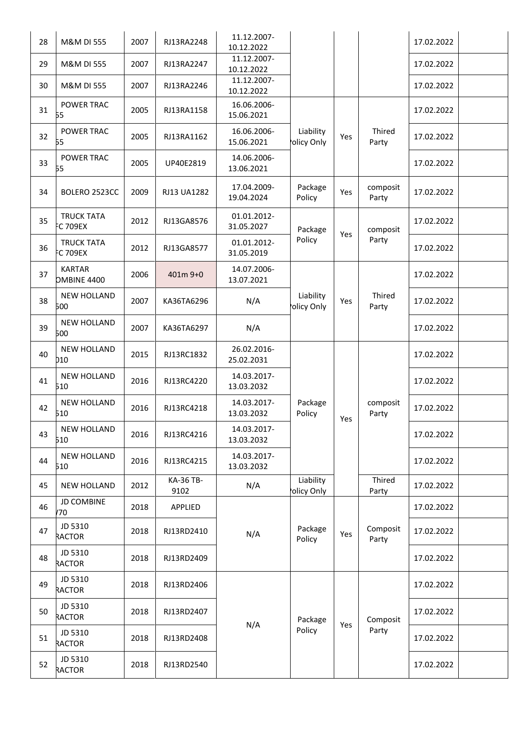| 28 | M&M DI 555 | 2007 | RJ13RA2248 | 11.12.2007-10.12.2022 | | | | 17.02.2022 | |
|---|---|---|---|---|---|---|---|---|---|
| 29 | M&M DI 555 | 2007 | RJ13RA2247 | 11.12.2007-10.12.2022 | | | | 17.02.2022 | |
| 30 | M&M DI 555 | 2007 | RJ13RA2246 | 11.12.2007-10.12.2022 | | | | 17.02.2022 | |
| 31 | POWER TRAC 55 | 2005 | RJ13RA1158 | 16.06.2006-15.06.2021 | Liability Policy Only | Yes | Thired Party | 17.02.2022 | |
| 32 | POWER TRAC 55 | 2005 | RJ13RA1162 | 16.06.2006-15.06.2021 | | | | 17.02.2022 | |
| 33 | POWER TRAC 55 | 2005 | UP40E2819 | 14.06.2006-13.06.2021 | | | | 17.02.2022 | |
| 34 | BOLERO 2523CC | 2009 | RJ13 UA1282 | 17.04.2009-19.04.2024 | Package Policy | Yes | composit Party | 17.02.2022 | |
| 35 | TRUCK TATA FC 709EX | 2012 | RJ13GA8576 | 01.01.2012-31.05.2027 | Package Policy | Yes | composit Party | 17.02.2022 | |
| 36 | TRUCK TATA FC 709EX | 2012 | RJ13GA8577 | 01.01.2012-31.05.2019 | | | | 17.02.2022 | |
| 37 | KARTAR COMBINE 4400 | 2006 | 401m 9+0 | 14.07.2006-13.07.2021 | Liability Policy Only | Yes | Thired Party | 17.02.2022 | |
| 38 | NEW HOLLAND 500 | 2007 | KA36TA6296 | N/A | | | | 17.02.2022 | |
| 39 | NEW HOLLAND 500 | 2007 | KA36TA6297 | N/A | | | | 17.02.2022 | |
| 40 | NEW HOLLAND 010 | 2015 | RJ13RC1832 | 26.02.2016-25.02.2031 | Package Policy | Yes | composit Party | 17.02.2022 | |
| 41 | NEW HOLLAND 510 | 2016 | RJ13RC4220 | 14.03.2017-13.03.2032 | | | | 17.02.2022 | |
| 42 | NEW HOLLAND 510 | 2016 | RJ13RC4218 | 14.03.2017-13.03.2032 | | | | 17.02.2022 | |
| 43 | NEW HOLLAND 510 | 2016 | RJ13RC4216 | 14.03.2017-13.03.2032 | | | | 17.02.2022 | |
| 44 | NEW HOLLAND 510 | 2016 | RJ13RC4215 | 14.03.2017-13.03.2032 | | | | 17.02.2022 | |
| 45 | NEW HOLLAND | 2012 | KA-36 TB-9102 | N/A | Liability Policy Only | | Thired Party | 17.02.2022 | |
| 46 | JD COMBINE /70 | 2018 | APPLIED | N/A | Package Policy | Yes | Composit Party | 17.02.2022 | |
| 47 | JD 5310 RACTOR | 2018 | RJ13RD2410 | | | | | 17.02.2022 | |
| 48 | JD 5310 RACTOR | 2018 | RJ13RD2409 | | | | | 17.02.2022 | |
| 49 | JD 5310 RACTOR | 2018 | RJ13RD2406 | N/A | Package Policy | Yes | Composit Party | 17.02.2022 | |
| 50 | JD 5310 RACTOR | 2018 | RJ13RD2407 | | | | | 17.02.2022 | |
| 51 | JD 5310 RACTOR | 2018 | RJ13RD2408 | | | | | 17.02.2022 | |
| 52 | JD 5310 RACTOR | 2018 | RJ13RD2540 | | | | | 17.02.2022 | |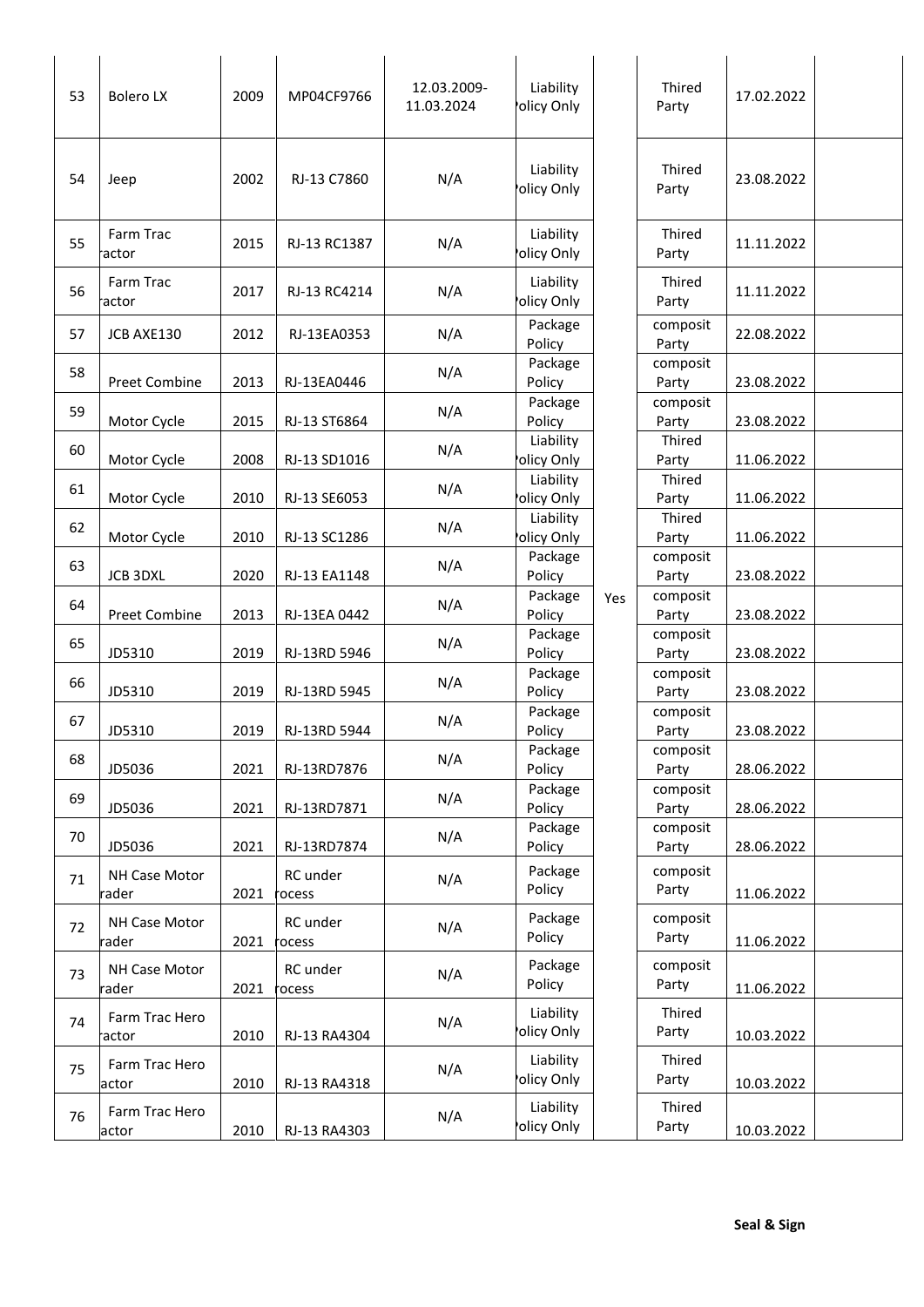| | | | | | | | | | |
|---|---|---|---|---|---|---|---|---|---|
| 53 | Bolero LX | 2009 | MP04CF9766 | 12.03.2009-11.03.2024 | Liability Policy Only | | Thired Party | 17.02.2022 | |
| 54 | Jeep | 2002 | RJ-13 C7860 | N/A | Liability Policy Only | | Thired Party | 23.08.2022 | |
| 55 | Farm Trac Tractor | 2015 | RJ-13 RC1387 | N/A | Liability Policy Only | | Thired Party | 11.11.2022 | |
| 56 | Farm Trac Tractor | 2017 | RJ-13 RC4214 | N/A | Liability Policy Only | | Thired Party | 11.11.2022 | |
| 57 | JCB AXE130 | 2012 | RJ-13EA0353 | N/A | Package Policy | | composit Party | 22.08.2022 | |
| 58 | Preet Combine | 2013 | RJ-13EA0446 | N/A | Package Policy | | composit Party | 23.08.2022 | |
| 59 | Motor Cycle | 2015 | RJ-13 ST6864 | N/A | Package Policy | | composit Party | 23.08.2022 | |
| 60 | Motor Cycle | 2008 | RJ-13 SD1016 | N/A | Liability Policy Only | | Thired Party | 11.06.2022 | |
| 61 | Motor Cycle | 2010 | RJ-13 SE6053 | N/A | Liability Policy Only | | Thired Party | 11.06.2022 | |
| 62 | Motor Cycle | 2010 | RJ-13 SC1286 | N/A | Liability Policy Only | | Thired Party | 11.06.2022 | |
| 63 | JCB 3DXL | 2020 | RJ-13 EA1148 | N/A | Package Policy | | composit Party | 23.08.2022 | |
| 64 | Preet Combine | 2013 | RJ-13EA 0442 | N/A | Package Policy | Yes | composit Party | 23.08.2022 | |
| 65 | JD5310 | 2019 | RJ-13RD 5946 | N/A | Package Policy | | composit Party | 23.08.2022 | |
| 66 | JD5310 | 2019 | RJ-13RD 5945 | N/A | Package Policy | | composit Party | 23.08.2022 | |
| 67 | JD5310 | 2019 | RJ-13RD 5944 | N/A | Package Policy | | composit Party | 23.08.2022 | |
| 68 | JD5036 | 2021 | RJ-13RD7876 | N/A | Package Policy | | composit Party | 28.06.2022 | |
| 69 | JD5036 | 2021 | RJ-13RD7871 | N/A | Package Policy | | composit Party | 28.06.2022 | |
| 70 | JD5036 | 2021 | RJ-13RD7874 | N/A | Package Policy | | composit Party | 28.06.2022 | |
| 71 | NH Case Motor Grader | 2021 | RC under Process | N/A | Package Policy | | composit Party | 11.06.2022 | |
| 72 | NH Case Motor Grader | 2021 | RC under Process | N/A | Package Policy | | composit Party | 11.06.2022 | |
| 73 | NH Case Motor Grader | 2021 | RC under Process | N/A | Package Policy | | composit Party | 11.06.2022 | |
| 74 | Farm Trac Hero Tractor | 2010 | RJ-13 RA4304 | N/A | Liability Policy Only | | Thired Party | 10.03.2022 | |
| 75 | Farm Trac Hero Tractor | 2010 | RJ-13 RA4318 | N/A | Liability Policy Only | | Thired Party | 10.03.2022 | |
| 76 | Farm Trac Hero Tractor | 2010 | RJ-13 RA4303 | N/A | Liability Policy Only | | Thired Party | 10.03.2022 | |

**Seal & Sign**